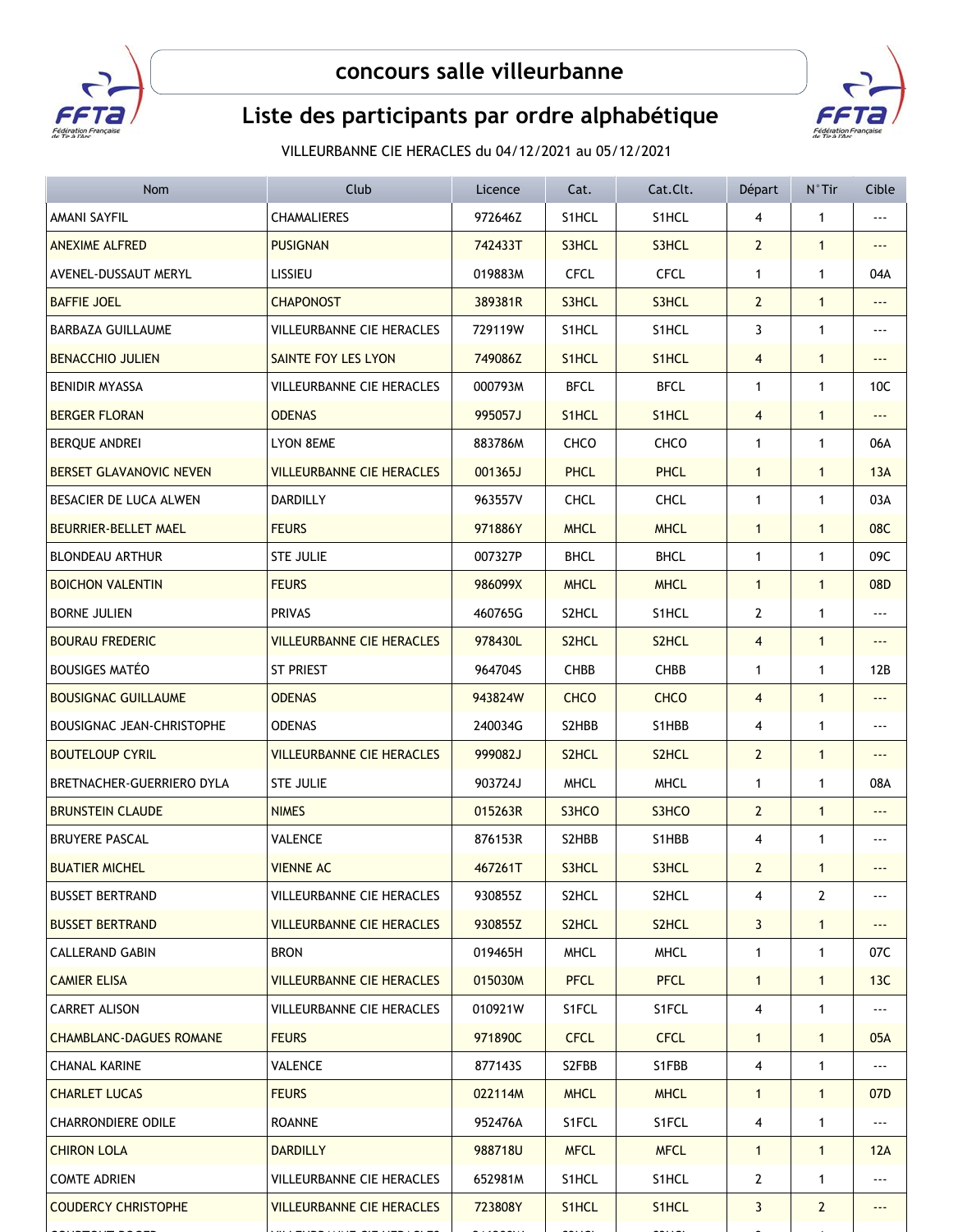# concours salle villeurbanne

## Liste des participants par ordre alphabétique

VILLEURBANNE CIE HERACLES du 04/12/2021 au 05/12/2021

| Nom | Club | Licence | Cat. | Cat.Clt. | Départ | N°Tir | Cible |
|---|---|---|---|---|---|---|---|
| AMANI SAYFIL | CHAMALIERES | 972646Z | S1HCL | S1HCL | 4 | 1 | --- |
| ANEXIME ALFRED | PUSIGNAN | 742433T | S3HCL | S3HCL | 2 | 1 | --- |
| AVENEL-DUSSAUT MERYL | LISSIEU | 019883M | CFCL | CFCL | 1 | 1 | 04A |
| BAFFIE JOEL | CHAPONOST | 389381R | S3HCL | S3HCL | 2 | 1 | --- |
| BARBAZA GUILLAUME | VILLEURBANNE CIE HERACLES | 729119W | S1HCL | S1HCL | 3 | 1 | --- |
| BENACCHIO JULIEN | SAINTE FOY LES LYON | 749086Z | S1HCL | S1HCL | 4 | 1 | --- |
| BENIDIR MYASSA | VILLEURBANNE CIE HERACLES | 000793M | BFCL | BFCL | 1 | 1 | 10C |
| BERGER FLORAN | ODENAS | 995057J | S1HCL | S1HCL | 4 | 1 | --- |
| BERQUE ANDREI | LYON 8EME | 883786M | CHCO | CHCO | 1 | 1 | 06A |
| BERSET GLAVANOVIC NEVEN | VILLEURBANNE CIE HERACLES | 001365J | PHCL | PHCL | 1 | 1 | 13A |
| BESACIER DE LUCA ALWEN | DARDILLY | 963557V | CHCL | CHCL | 1 | 1 | 03A |
| BEURRIER-BELLET MAEL | FEURS | 971886Y | MHCL | MHCL | 1 | 1 | 08C |
| BLONDEAU ARTHUR | STE JULIE | 007327P | BHCL | BHCL | 1 | 1 | 09C |
| BOICHON VALENTIN | FEURS | 986099X | MHCL | MHCL | 1 | 1 | 08D |
| BORNE JULIEN | PRIVAS | 460765G | S2HCL | S1HCL | 2 | 1 | --- |
| BOURAU FREDERIC | VILLEURBANNE CIE HERACLES | 978430L | S2HCL | S2HCL | 4 | 1 | --- |
| BOUSIGES MATÉO | ST PRIEST | 964704S | CHBB | CHBB | 1 | 1 | 12B |
| BOUSIGNAC GUILLAUME | ODENAS | 943824W | CHCO | CHCO | 4 | 1 | --- |
| BOUSIGNAC JEAN-CHRISTOPHE | ODENAS | 240034G | S2HBB | S1HBB | 4 | 1 | --- |
| BOUTELOUP CYRIL | VILLEURBANNE CIE HERACLES | 999082J | S2HCL | S2HCL | 2 | 1 | --- |
| BRETNACHER-GUERRIERO DYLA | STE JULIE | 903724J | MHCL | MHCL | 1 | 1 | 08A |
| BRUNSTEIN CLAUDE | NIMES | 015263R | S3HCO | S3HCO | 2 | 1 | --- |
| BRUYERE PASCAL | VALENCE | 876153R | S2HBB | S1HBB | 4 | 1 | --- |
| BUATIER MICHEL | VIENNE AC | 467261T | S3HCL | S3HCL | 2 | 1 | --- |
| BUSSET BERTRAND | VILLEURBANNE CIE HERACLES | 930855Z | S2HCL | S2HCL | 4 | 2 | --- |
| BUSSET BERTRAND | VILLEURBANNE CIE HERACLES | 930855Z | S2HCL | S2HCL | 3 | 1 | --- |
| CALLERAND GABIN | BRON | 019465H | MHCL | MHCL | 1 | 1 | 07C |
| CAMIER ELISA | VILLEURBANNE CIE HERACLES | 015030M | PFCL | PFCL | 1 | 1 | 13C |
| CARRET ALISON | VILLEURBANNE CIE HERACLES | 010921W | S1FCL | S1FCL | 4 | 1 | --- |
| CHAMBLANC-DAGUES ROMANE | FEURS | 971890C | CFCL | CFCL | 1 | 1 | 05A |
| CHANAL KARINE | VALENCE | 877143S | S2FBB | S1FBB | 4 | 1 | --- |
| CHARLET LUCAS | FEURS | 022114M | MHCL | MHCL | 1 | 1 | 07D |
| CHARRONDIERE ODILE | ROANNE | 952476A | S1FCL | S1FCL | 4 | 1 | --- |
| CHIRON LOLA | DARDILLY | 988718U | MFCL | MFCL | 1 | 1 | 12A |
| COMTE ADRIEN | VILLEURBANNE CIE HERACLES | 652981M | S1HCL | S1HCL | 2 | 1 | --- |
| COUDERCY CHRISTOPHE | VILLEURBANNE CIE HERACLES | 723808Y | S1HCL | S1HCL | 3 | 2 | --- |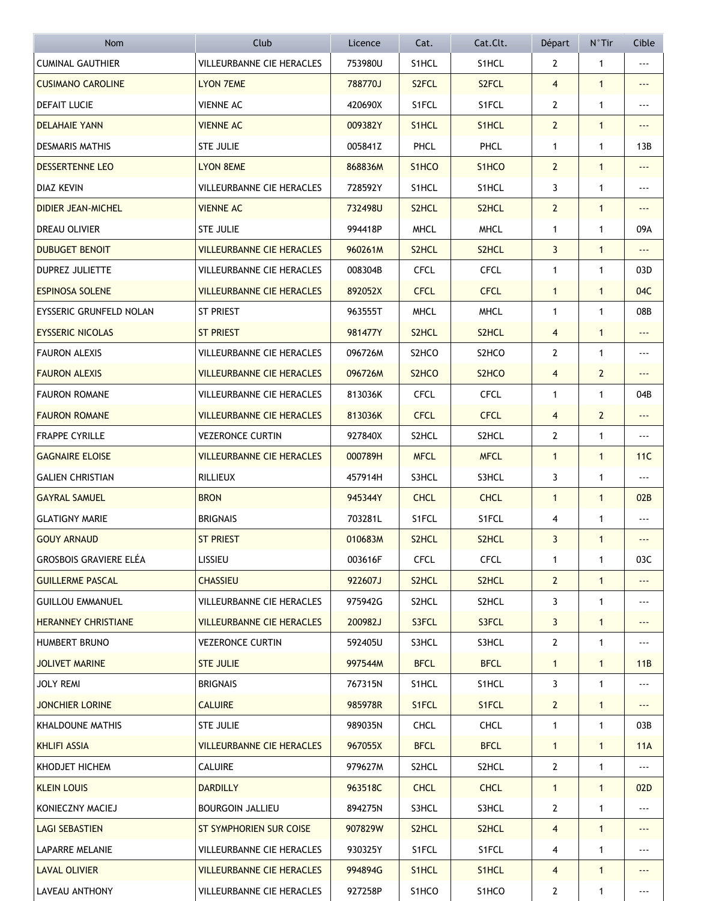| Nom | Club | Licence | Cat. | Cat.Clt. | Départ | N°Tir | Cible |
|---|---|---|---|---|---|---|---|
| CUMINAL GAUTHIER | VILLEURBANNE CIE HERACLES | 753980U | S1HCL | S1HCL | 2 | 1 | --- |
| CUSIMANO CAROLINE | LYON 7EME | 788770J | S2FCL | S2FCL | 4 | 1 | --- |
| DEFAIT LUCIE | VIENNE AC | 420690X | S1FCL | S1FCL | 2 | 1 | --- |
| DELAHAIE YANN | VIENNE AC | 009382Y | S1HCL | S1HCL | 2 | 1 | --- |
| DESMARIS MATHIS | STE JULIE | 005841Z | PHCL | PHCL | 1 | 1 | 13B |
| DESSERTENNE LEO | LYON 8EME | 868836M | S1HCO | S1HCO | 2 | 1 | --- |
| DIAZ KEVIN | VILLEURBANNE CIE HERACLES | 728592Y | S1HCL | S1HCL | 3 | 1 | --- |
| DIDIER JEAN-MICHEL | VIENNE AC | 732498U | S2HCL | S2HCL | 2 | 1 | --- |
| DREAU OLIVIER | STE JULIE | 994418P | MHCL | MHCL | 1 | 1 | 09A |
| DUBUGET BENOIT | VILLEURBANNE CIE HERACLES | 960261M | S2HCL | S2HCL | 3 | 1 | --- |
| DUPREZ JULIETTE | VILLEURBANNE CIE HERACLES | 008304B | CFCL | CFCL | 1 | 1 | 03D |
| ESPINOSA SOLENE | VILLEURBANNE CIE HERACLES | 892052X | CFCL | CFCL | 1 | 1 | 04C |
| EYSSERIC GRUNFELD NOLAN | ST PRIEST | 963555T | MHCL | MHCL | 1 | 1 | 08B |
| EYSSERIC NICOLAS | ST PRIEST | 981477Y | S2HCL | S2HCL | 4 | 1 | --- |
| FAURON ALEXIS | VILLEURBANNE CIE HERACLES | 096726M | S2HCO | S2HCO | 2 | 1 | --- |
| FAURON ALEXIS | VILLEURBANNE CIE HERACLES | 096726M | S2HCO | S2HCO | 4 | 2 | --- |
| FAURON ROMANE | VILLEURBANNE CIE HERACLES | 813036K | CFCL | CFCL | 1 | 1 | 04B |
| FAURON ROMANE | VILLEURBANNE CIE HERACLES | 813036K | CFCL | CFCL | 4 | 2 | --- |
| FRAPPE CYRILLE | VEZERONCE CURTIN | 927840X | S2HCL | S2HCL | 2 | 1 | --- |
| GAGNAIRE ELOISE | VILLEURBANNE CIE HERACLES | 000789H | MFCL | MFCL | 1 | 1 | 11C |
| GALIEN CHRISTIAN | RILLIEUX | 457914H | S3HCL | S3HCL | 3 | 1 | --- |
| GAYRAL SAMUEL | BRON | 945344Y | CHCL | CHCL | 1 | 1 | 02B |
| GLATIGNY MARIE | BRIGNAIS | 703281L | S1FCL | S1FCL | 4 | 1 | --- |
| GOUY ARNAUD | ST PRIEST | 010683M | S2HCL | S2HCL | 3 | 1 | --- |
| GROSBOIS GRAVIERE ELÉA | LISSIEU | 003616F | CFCL | CFCL | 1 | 1 | 03C |
| GUILLERME PASCAL | CHASSIEU | 922607J | S2HCL | S2HCL | 2 | 1 | --- |
| GUILLOU EMMANUEL | VILLEURBANNE CIE HERACLES | 975942G | S2HCL | S2HCL | 3 | 1 | --- |
| HERANNEY CHRISTIANE | VILLEURBANNE CIE HERACLES | 200982J | S3FCL | S3FCL | 3 | 1 | --- |
| HUMBERT BRUNO | VEZERONCE CURTIN | 592405U | S3HCL | S3HCL | 2 | 1 | --- |
| JOLIVET MARINE | STE JULIE | 997544M | BFCL | BFCL | 1 | 1 | 11B |
| JOLY REMI | BRIGNAIS | 767315N | S1HCL | S1HCL | 3 | 1 | --- |
| JONCHIER LORINE | CALUIRE | 985978R | S1FCL | S1FCL | 2 | 1 | --- |
| KHALDOUNE MATHIS | STE JULIE | 989035N | CHCL | CHCL | 1 | 1 | 03B |
| KHLIFI ASSIA | VILLEURBANNE CIE HERACLES | 967055X | BFCL | BFCL | 1 | 1 | 11A |
| KHODJET HICHEM | CALUIRE | 979627M | S2HCL | S2HCL | 2 | 1 | --- |
| KLEIN LOUIS | DARDILLY | 963518C | CHCL | CHCL | 1 | 1 | 02D |
| KONIECZNY MACIEJ | BOURGOIN JALLIEU | 894275N | S3HCL | S3HCL | 2 | 1 | --- |
| LAGI SEBASTIEN | ST SYMPHORIEN SUR COISE | 907829W | S2HCL | S2HCL | 4 | 1 | --- |
| LAPARRE MELANIE | VILLEURBANNE CIE HERACLES | 930325Y | S1FCL | S1FCL | 4 | 1 | --- |
| LAVAL OLIVIER | VILLEURBANNE CIE HERACLES | 994894G | S1HCL | S1HCL | 4 | 1 | --- |
| LAVEAU ANTHONY | VILLEURBANNE CIE HERACLES | 927258P | S1HCO | S1HCO | 2 | 1 | --- |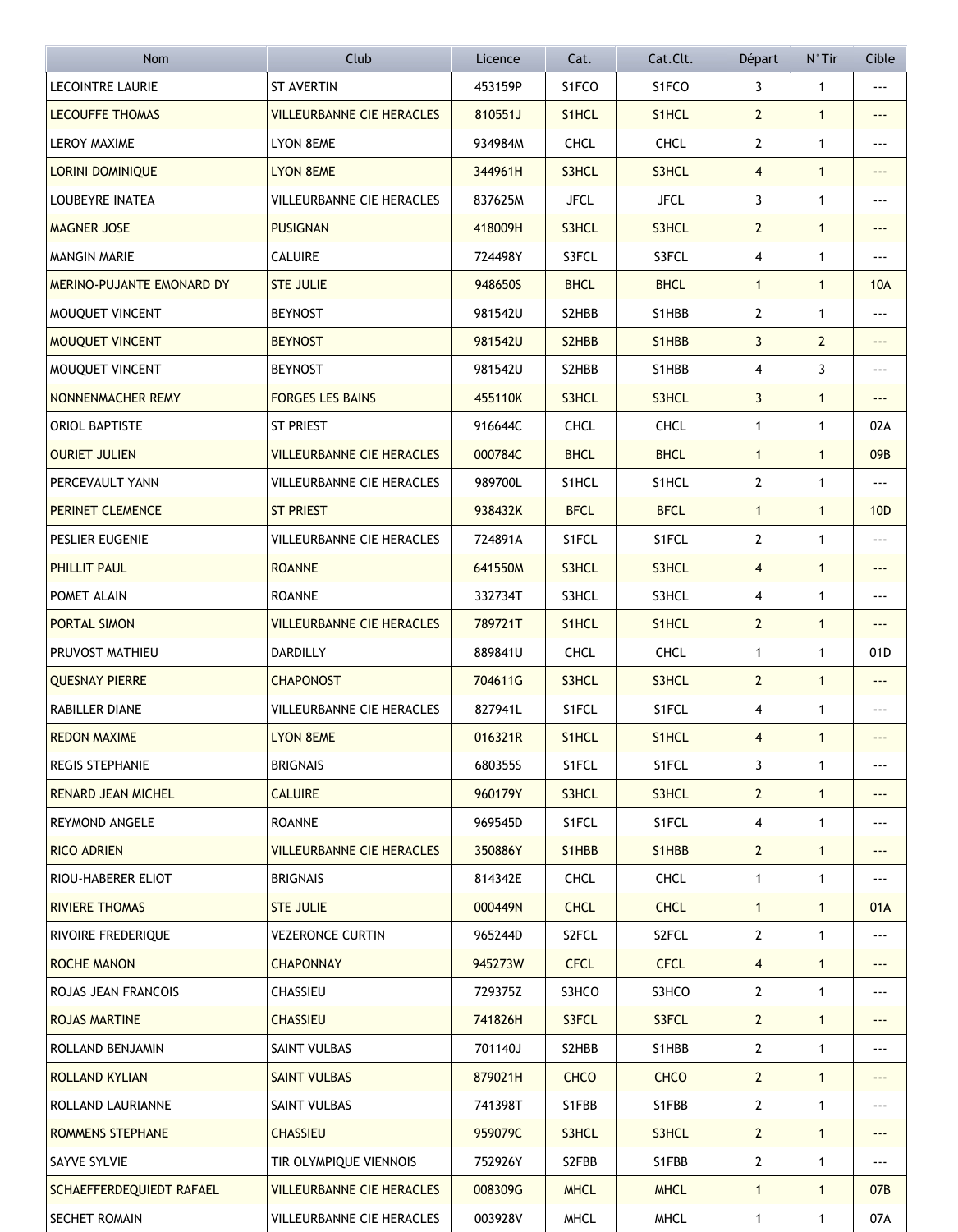| Nom | Club | Licence | Cat. | Cat.Clt. | Départ | N°Tir | Cible |
|---|---|---|---|---|---|---|---|
| LECOINTRE LAURIE | ST AVERTIN | 453159P | S1FCO | S1FCO | 3 | 1 | --- |
| LECOUFFE THOMAS | VILLEURBANNE CIE HERACLES | 810551J | S1HCL | S1HCL | 2 | 1 | --- |
| LEROY MAXIME | LYON 8EME | 934984M | CHCL | CHCL | 2 | 1 | --- |
| LORINI DOMINIQUE | LYON 8EME | 344961H | S3HCL | S3HCL | 4 | 1 | --- |
| LOUBEYRE INATEA | VILLEURBANNE CIE HERACLES | 837625M | JFCL | JFCL | 3 | 1 | --- |
| MAGNER JOSE | PUSIGNAN | 418009H | S3HCL | S3HCL | 2 | 1 | --- |
| MANGIN MARIE | CALUIRE | 724498Y | S3FCL | S3FCL | 4 | 1 | --- |
| MERINO-PUJANTE EMONARD DY | STE JULIE | 948650S | BHCL | BHCL | 1 | 1 | 10A |
| MOUQUET VINCENT | BEYNOST | 981542U | S2HBB | S1HBB | 2 | 1 | --- |
| MOUQUET VINCENT | BEYNOST | 981542U | S2HBB | S1HBB | 3 | 2 | --- |
| MOUQUET VINCENT | BEYNOST | 981542U | S2HBB | S1HBB | 4 | 3 | --- |
| NONNENMACHER REMY | FORGES LES BAINS | 455110K | S3HCL | S3HCL | 3 | 1 | --- |
| ORIOL BAPTISTE | ST PRIEST | 916644C | CHCL | CHCL | 1 | 1 | 02A |
| OURIET JULIEN | VILLEURBANNE CIE HERACLES | 000784C | BHCL | BHCL | 1 | 1 | 09B |
| PERCEVAULT YANN | VILLEURBANNE CIE HERACLES | 989700L | S1HCL | S1HCL | 2 | 1 | --- |
| PERINET CLEMENCE | ST PRIEST | 938432K | BFCL | BFCL | 1 | 1 | 10D |
| PESLIER EUGENIE | VILLEURBANNE CIE HERACLES | 724891A | S1FCL | S1FCL | 2 | 1 | --- |
| PHILLIT PAUL | ROANNE | 641550M | S3HCL | S3HCL | 4 | 1 | --- |
| POMET ALAIN | ROANNE | 332734T | S3HCL | S3HCL | 4 | 1 | --- |
| PORTAL SIMON | VILLEURBANNE CIE HERACLES | 789721T | S1HCL | S1HCL | 2 | 1 | --- |
| PRUVOST MATHIEU | DARDILLY | 889841U | CHCL | CHCL | 1 | 1 | 01D |
| QUESNAY PIERRE | CHAPONOST | 704611G | S3HCL | S3HCL | 2 | 1 | --- |
| RABILLER DIANE | VILLEURBANNE CIE HERACLES | 827941L | S1FCL | S1FCL | 4 | 1 | --- |
| REDON MAXIME | LYON 8EME | 016321R | S1HCL | S1HCL | 4 | 1 | --- |
| REGIS STEPHANIE | BRIGNAIS | 680355S | S1FCL | S1FCL | 3 | 1 | --- |
| RENARD JEAN MICHEL | CALUIRE | 960179Y | S3HCL | S3HCL | 2 | 1 | --- |
| REYMOND ANGELE | ROANNE | 969545D | S1FCL | S1FCL | 4 | 1 | --- |
| RICO ADRIEN | VILLEURBANNE CIE HERACLES | 350886Y | S1HBB | S1HBB | 2 | 1 | --- |
| RIOU-HABERER ELIOT | BRIGNAIS | 814342E | CHCL | CHCL | 1 | 1 | --- |
| RIVIERE THOMAS | STE JULIE | 000449N | CHCL | CHCL | 1 | 1 | 01A |
| RIVOIRE FREDERIQUE | VEZERONCE CURTIN | 965244D | S2FCL | S2FCL | 2 | 1 | --- |
| ROCHE MANON | CHAPONNAY | 945273W | CFCL | CFCL | 4 | 1 | --- |
| ROJAS JEAN FRANCOIS | CHASSIEU | 729375Z | S3HCO | S3HCO | 2 | 1 | --- |
| ROJAS MARTINE | CHASSIEU | 741826H | S3FCL | S3FCL | 2 | 1 | --- |
| ROLLAND BENJAMIN | SAINT VULBAS | 701140J | S2HBB | S1HBB | 2 | 1 | --- |
| ROLLAND KYLIAN | SAINT VULBAS | 879021H | CHCO | CHCO | 2 | 1 | --- |
| ROLLAND LAURIANNE | SAINT VULBAS | 741398T | S1FBB | S1FBB | 2 | 1 | --- |
| ROMMENS STEPHANE | CHASSIEU | 959079C | S3HCL | S3HCL | 2 | 1 | --- |
| SAYVE SYLVIE | TIR OLYMPIQUE VIENNOIS | 752926Y | S2FBB | S1FBB | 2 | 1 | --- |
| SCHAEFFERDEQUIEDT RAFAEL | VILLEURBANNE CIE HERACLES | 008309G | MHCL | MHCL | 1 | 1 | 07B |
| SECHET ROMAIN | VILLEURBANNE CIE HERACLES | 003928V | MHCL | MHCL | 1 | 1 | 07A |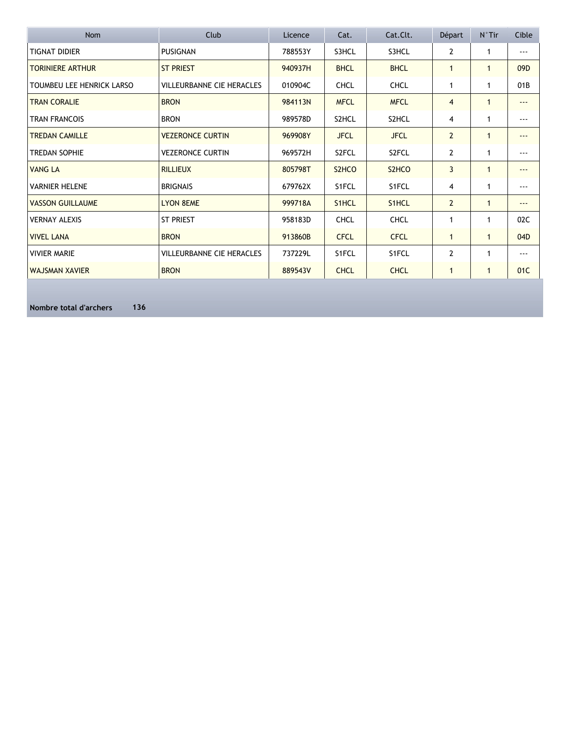| Nom | Club | Licence | Cat. | Cat.Clt. | Départ | N°Tir | Cible |
|---|---|---|---|---|---|---|---|
| TIGNAT DIDIER | PUSIGNAN | 788553Y | S3HCL | S3HCL | 2 | 1 | --- |
| TORINIERE ARTHUR | ST PRIEST | 940937H | BHCL | BHCL | 1 | 1 | 09D |
| TOUMBEU LEE HENRICK LARSO | VILLEURBANNE CIE HERACLES | 010904C | CHCL | CHCL | 1 | 1 | 01B |
| TRAN CORALIE | BRON | 984113N | MFCL | MFCL | 4 | 1 | --- |
| TRAN FRANCOIS | BRON | 989578D | S2HCL | S2HCL | 4 | 1 | --- |
| TREDAN CAMILLE | VEZERONCE CURTIN | 969908Y | JFCL | JFCL | 2 | 1 | --- |
| TREDAN SOPHIE | VEZERONCE CURTIN | 969572H | S2FCL | S2FCL | 2 | 1 | --- |
| VANG LA | RILLIEUX | 805798T | S2HCO | S2HCO | 3 | 1 | --- |
| VARNIER HELENE | BRIGNAIS | 679762X | S1FCL | S1FCL | 4 | 1 | --- |
| VASSON GUILLAUME | LYON 8EME | 999718A | S1HCL | S1HCL | 2 | 1 | --- |
| VERNAY ALEXIS | ST PRIEST | 958183D | CHCL | CHCL | 1 | 1 | 02C |
| VIVEL LANA | BRON | 913860B | CFCL | CFCL | 1 | 1 | 04D |
| VIVIER MARIE | VILLEURBANNE CIE HERACLES | 737229L | S1FCL | S1FCL | 2 | 1 | --- |
| WAJSMAN XAVIER | BRON | 889543V | CHCL | CHCL | 1 | 1 | 01C |

**Nombre total d'archers** **136**